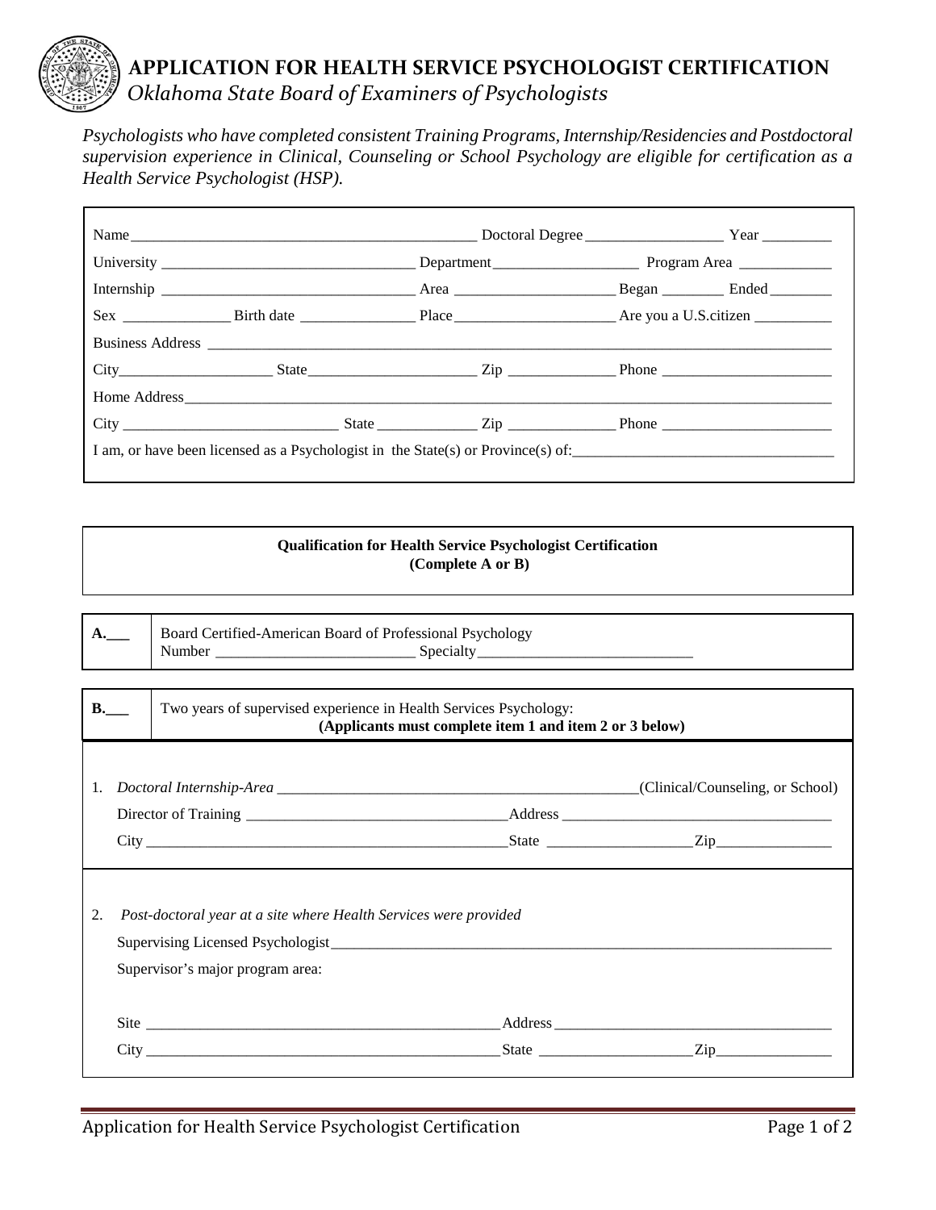# APPLICATION FOR HEALTH SERVICE PSYCHOLOGIST CERTIFICATION

*Oklahoma State Board of Examiners of Psychologists*

*Psychologists who have completed consistent Training Programs, Internship/Residencies and Postdoctoral supervision experience in Clinical, Counseling or School Psychology are eligible for certification as a Health Service Psychologist (HSP).*

Name _______________________________________________ Doctoral Degree __________________ Year _________

University _________________________________ Department___________________ Program Area ____________

Internship _________________________________ Area _____________________ Began ________ Ended ________

Sex ______________ Birth date _______________ Place_____________________ Are you a U.S.citizen __________

Business Address ___________________________________________________________________________________

City____________________ State______________________ Zip ______________ Phone ______________________

Home Address______________________________________________________________________________________

City ____________________________ State _____________ Zip ______________ Phone ______________________

I am, or have been licensed as a Psychologist in the State(s) or Province(s) of:__________________________________

**Qualification for Health Service Psychologist Certification**
**(Complete A or B)**

**A.___** Board Certified-American Board of Professional Psychology
Number __________________________ Specialty____________________________

**B.___** Two years of supervised experience in Health Services Psychology:
**(Applicants must complete item 1 and item 2 or 3 below)**

1. *Doctoral Internship-Area* ______________________________________________(Clinical/Counseling, or School)

   Director of Training __________________________________Address ___________________________________

   City ________________________________________________State ___________________Zip_______________

2. *Post-doctoral year at a site where Health Services were provided*

   Supervising Licensed Psychologist____________________________________________________________________

   Supervisor's major program area:

   Site _______________________________________________Address____________________________________

   City ________________________________________________State ____________________Zip_______________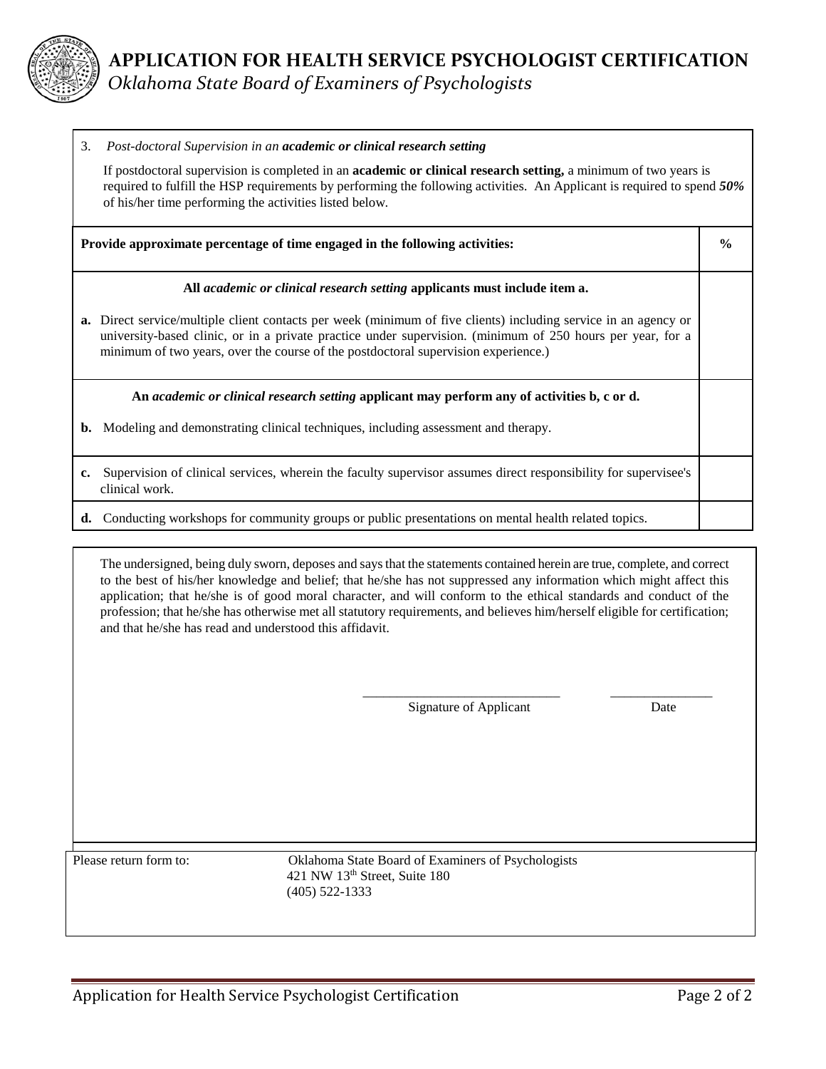# APPLICATION FOR HEALTH SERVICE PSYCHOLOGIST CERTIFICATION

*Oklahoma State Board of Examiners of Psychologists*

3. *Post-doctoral Supervision in an* ***academic or clinical research setting***

If postdoctoral supervision is completed in an **academic or clinical research setting,** a minimum of two years is required to fulfill the HSP requirements by performing the following activities. An Applicant is required to spend ***50%*** of his/her time performing the activities listed below.

| **Provide approximate percentage of time engaged in the following activities:** | **%** |
|---|---|
| **All** ***academic or clinical research setting*** **applicants must include item a.**<br><br>**a.** Direct service/multiple client contacts per week (minimum of five clients) including service in an agency or university-based clinic, or in a private practice under supervision. (minimum of 250 hours per year, for a minimum of two years, over the course of the postdoctoral supervision experience.) | |
| **An** ***academic or clinical research setting*** **applicant may perform any of activities b, c or d.**<br><br>**b.** Modeling and demonstrating clinical techniques, including assessment and therapy. | |
| **c.** Supervision of clinical services, wherein the faculty supervisor assumes direct responsibility for supervisee's clinical work. | |
| **d.** Conducting workshops for community groups or public presentations on mental health related topics. | |

The undersigned, being duly sworn, deposes and says that the statements contained herein are true, complete, and correct to the best of his/her knowledge and belief; that he/she has not suppressed any information which might affect this application; that he/she is of good moral character, and will conform to the ethical standards and conduct of the profession; that he/she has otherwise met all statutory requirements, and believes him/herself eligible for certification; and that he/she has read and understood this affidavit.

______________________________ Signature of Applicant

_______________ Date

Please return form to: Oklahoma State Board of Examiners of Psychologists
421 NW 13th Street, Suite 180
(405) 522-1333